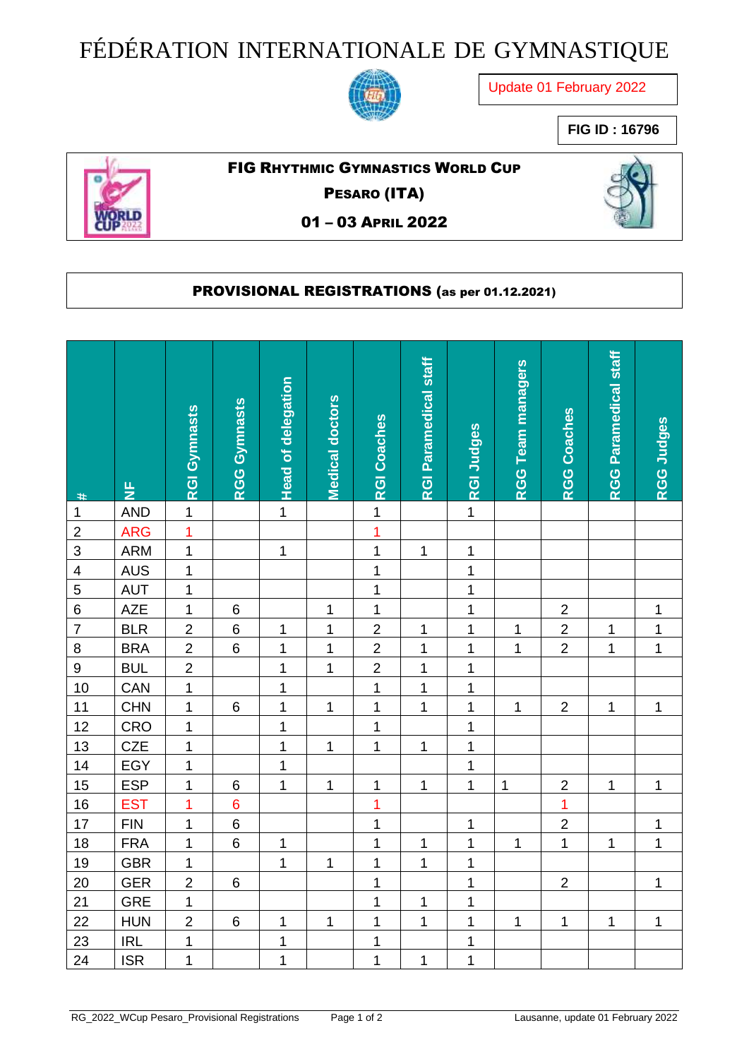# FÉDÉRATION INTERNATIONALE DE GYMNASTIQUE

Update 01 February 2022

**FIG ID : 16796**

**FIG RHYTHMIC GYMNASTICS WORLD CUP**

**PESARO (ITA)**

**01 – 03 APRIL 2022**

**PROVISIONAL REGISTRATIONS (as per 01.12.2021)**

| # | NF | RGI Gymnasts | RGG Gymnasts | Head of delegation | Medical doctors | RGI Coaches | RGI Paramedical staff | RGI Judges | RGG Team managers | RGG Coaches | RGG Paramedical staff | RGG Judges |
|---|---|---|---|---|---|---|---|---|---|---|---|---|
| 1 | AND | 1 | | 1 | | 1 | | 1 | | | | |
| 2 | ARG | 1 | | | | 1 | | | | | | |
| 3 | ARM | 1 | | 1 | | 1 | 1 | 1 | | | | |
| 4 | AUS | 1 | | | | 1 | | 1 | | | | |
| 5 | AUT | 1 | | | | 1 | | 1 | | | | |
| 6 | AZE | 1 | 6 | | 1 | 1 | | 1 | | 2 | | 1 |
| 7 | BLR | 2 | 6 | 1 | 1 | 2 | 1 | 1 | 1 | 2 | 1 | 1 |
| 8 | BRA | 2 | 6 | 1 | 1 | 2 | 1 | 1 | 1 | 2 | 1 | 1 |
| 9 | BUL | 2 | | 1 | 1 | 2 | 1 | 1 | | | | |
| 10 | CAN | 1 | | 1 | | 1 | 1 | 1 | | | | |
| 11 | CHN | 1 | 6 | 1 | 1 | 1 | 1 | 1 | 1 | 2 | 1 | 1 |
| 12 | CRO | 1 | | 1 | | 1 | | 1 | | | | |
| 13 | CZE | 1 | | 1 | 1 | 1 | 1 | 1 | | | | |
| 14 | EGY | 1 | | 1 | | | | 1 | | | | |
| 15 | ESP | 1 | 6 | 1 | 1 | 1 | 1 | 1 | 1 | 2 | 1 | 1 |
| 16 | EST | 1 | 6 | | | 1 | | | | 1 | | |
| 17 | FIN | 1 | 6 | | | 1 | | 1 | | 2 | | 1 |
| 18 | FRA | 1 | 6 | 1 | | 1 | 1 | 1 | 1 | 1 | 1 | 1 |
| 19 | GBR | 1 | | 1 | 1 | 1 | 1 | 1 | | | | |
| 20 | GER | 2 | 6 | | | 1 | | 1 | | 2 | | 1 |
| 21 | GRE | 1 | | | | 1 | 1 | 1 | | | | |
| 22 | HUN | 2 | 6 | 1 | 1 | 1 | 1 | 1 | 1 | 1 | 1 | 1 |
| 23 | IRL | 1 | | 1 | | 1 | | 1 | | | | |
| 24 | ISR | 1 | | 1 | | 1 | 1 | 1 | | | | |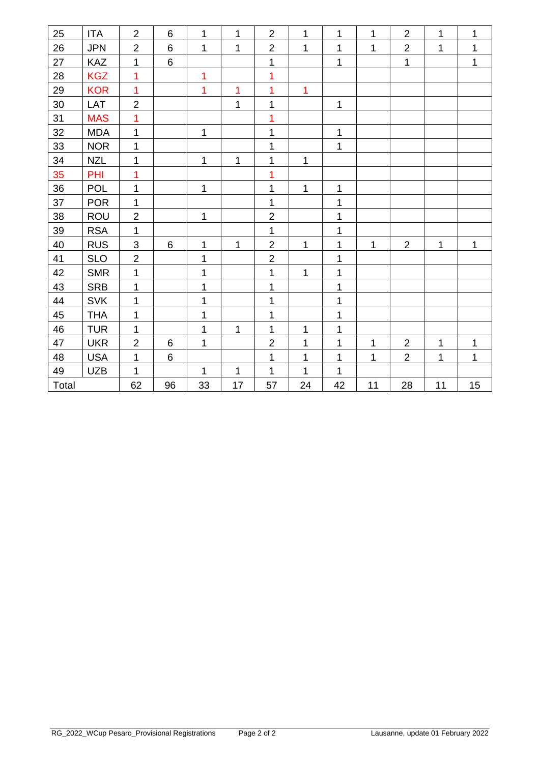| | | | | | | | | | | | | |
|---|---|---|---|---|---|---|---|---|---|---|---|---|
| 25 | ITA | 2 | 6 | 1 | 1 | 2 | 1 | 1 | 1 | 2 | 1 | 1 |
| 26 | JPN | 2 | 6 | 1 | 1 | 2 | 1 | 1 | 1 | 2 | 1 | 1 |
| 27 | KAZ | 1 | 6 | | | 1 | | 1 | | 1 | | 1 |
| 28 | KGZ | 1 | | 1 | | 1 | | | | | | |
| 29 | KOR | 1 | | 1 | 1 | 1 | 1 | | | | | |
| 30 | LAT | 2 | | | 1 | 1 | | 1 | | | | |
| 31 | MAS | 1 | | | | 1 | | | | | | |
| 32 | MDA | 1 | | 1 | | 1 | | 1 | | | | |
| 33 | NOR | 1 | | | | 1 | | 1 | | | | |
| 34 | NZL | 1 | | 1 | 1 | 1 | 1 | | | | | |
| 35 | PHI | 1 | | | | 1 | | | | | | |
| 36 | POL | 1 | | 1 | | 1 | 1 | 1 | | | | |
| 37 | POR | 1 | | | | 1 | | 1 | | | | |
| 38 | ROU | 2 | | 1 | | 2 | | 1 | | | | |
| 39 | RSA | 1 | | | | 1 | | 1 | | | | |
| 40 | RUS | 3 | 6 | 1 | 1 | 2 | 1 | 1 | 1 | 2 | 1 | 1 |
| 41 | SLO | 2 | | 1 | | 2 | | 1 | | | | |
| 42 | SMR | 1 | | 1 | | 1 | 1 | 1 | | | | |
| 43 | SRB | 1 | | 1 | | 1 | | 1 | | | | |
| 44 | SVK | 1 | | 1 | | 1 | | 1 | | | | |
| 45 | THA | 1 | | 1 | | 1 | | 1 | | | | |
| 46 | TUR | 1 | | 1 | 1 | 1 | 1 | 1 | | | | |
| 47 | UKR | 2 | 6 | 1 | | 2 | 1 | 1 | 1 | 2 | 1 | 1 |
| 48 | USA | 1 | 6 | | | 1 | 1 | 1 | 1 | 2 | 1 | 1 |
| 49 | UZB | 1 | | 1 | 1 | 1 | 1 | 1 | | | | |
| Total | | 62 | 96 | 33 | 17 | 57 | 24 | 42 | 11 | 28 | 11 | 15 |

RG_2022_WCup Pesaro_Provisional Registrations

Lausanne, update 01 February 2022